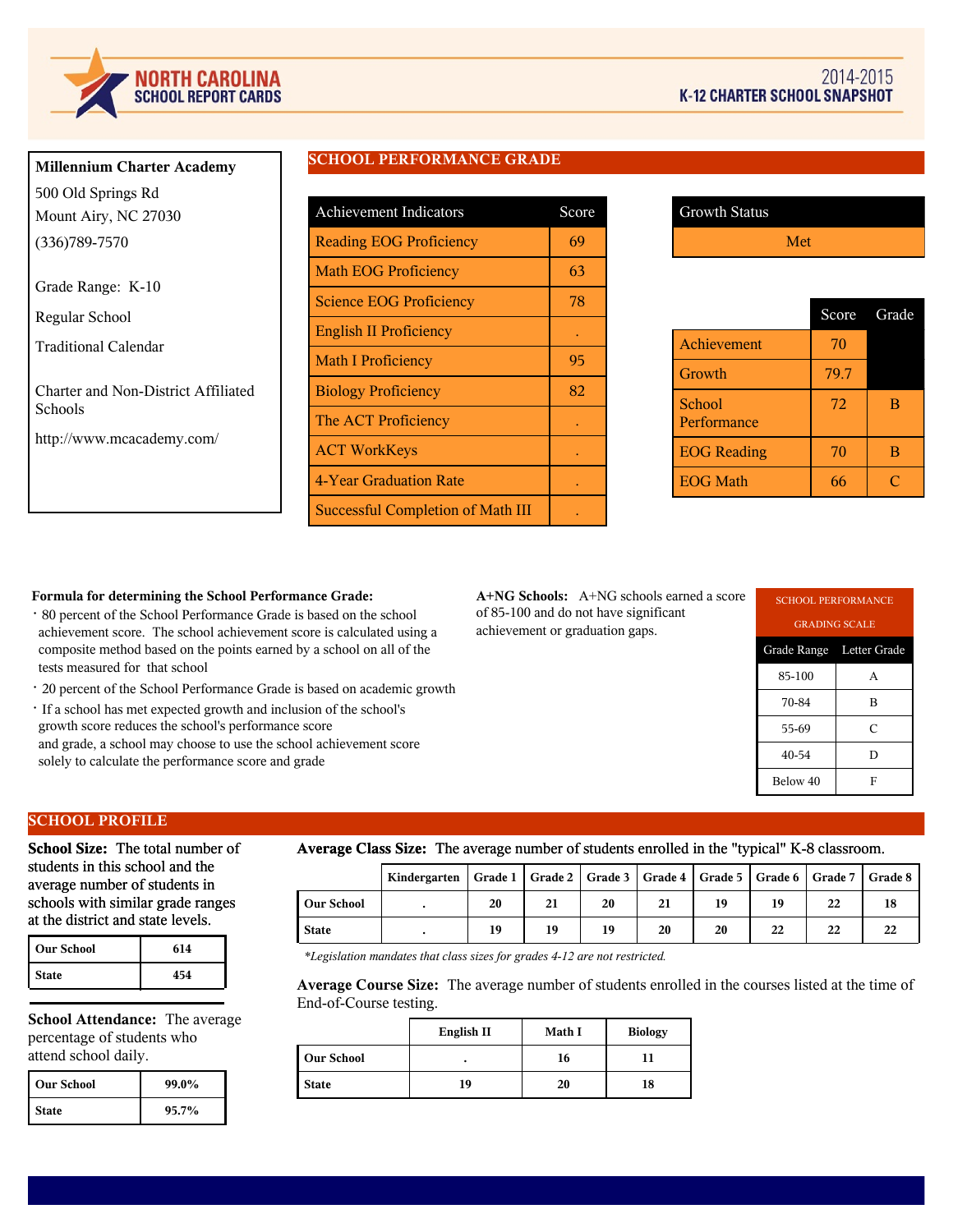# NORTH CAROLINA SCHOOL REPORT CARDS

## 2014-2015 K-12 CHARTER SCHOOL SNAPSHOT

**Millennium Charter Academy**

500 Old Springs Rd
Mount Airy, NC 27030

(336)789-7570

Grade Range: K-10

Regular School

Traditional Calendar

Charter and Non-District Affiliated Schools

http://www.mcacademy.com/

## SCHOOL PERFORMANCE GRADE

| Achievement Indicators | Score |
|---|---|
| Reading EOG Proficiency | 69 |
| Math EOG Proficiency | 63 |
| Science EOG Proficiency | 78 |
| English II Proficiency | . |
| Math I Proficiency | 95 |
| Biology Proficiency | 82 |
| The ACT Proficiency | . |
| ACT WorkKeys | . |
| 4-Year Graduation Rate | . |
| Successful Completion of Math III | . |

| Growth Status |
|---|
| Met |

| | Score | Grade |
|---|---|---|
| Achievement | 70 | |
| Growth | 79.7 | |
| School Performance | 72 | B |
| EOG Reading | 70 | B |
| EOG Math | 66 | C |

**Formula for determining the School Performance Grade:**

- 80 percent of the School Performance Grade is based on the school achievement score. The school achievement score is calculated using a composite method based on the points earned by a school on all of the tests measured for that school
- 20 percent of the School Performance Grade is based on academic growth
- If a school has met expected growth and inclusion of the school's growth score reduces the school's performance score and grade, a school may choose to use the school achievement score solely to calculate the performance score and grade

**A+NG Schools:** A+NG schools earned a score of 85-100 and do not have significant achievement or graduation gaps.

SCHOOL PERFORMANCE GRADING SCALE

| Grade Range | Letter Grade |
|---|---|
| 85-100 | A |
| 70-84 | B |
| 55-69 | C |
| 40-54 | D |
| Below 40 | F |

## SCHOOL PROFILE

**School Size:** The total number of students in this school and the average number of students in schools with similar grade ranges at the district and state levels.

| | |
|---|---|
| Our School | 614 |
| State | 454 |

**School Attendance:** The average percentage of students who attend school daily.

| | |
|---|---|
| Our School | 99.0% |
| State | 95.7% |

**Average Class Size:** The average number of students enrolled in the "typical" K-8 classroom.

| | Kindergarten | Grade 1 | Grade 2 | Grade 3 | Grade 4 | Grade 5 | Grade 6 | Grade 7 | Grade 8 |
|---|---|---|---|---|---|---|---|---|---|
| Our School | . | 20 | 21 | 20 | 21 | 19 | 19 | 22 | 18 |
| State | . | 19 | 19 | 19 | 20 | 20 | 22 | 22 | 22 |

*\*Legislation mandates that class sizes for grades 4-12 are not restricted.*

**Average Course Size:** The average number of students enrolled in the courses listed at the time of End-of-Course testing.

| | English II | Math I | Biology |
|---|---|---|---|
| Our School | . | 16 | 11 |
| State | 19 | 20 | 18 |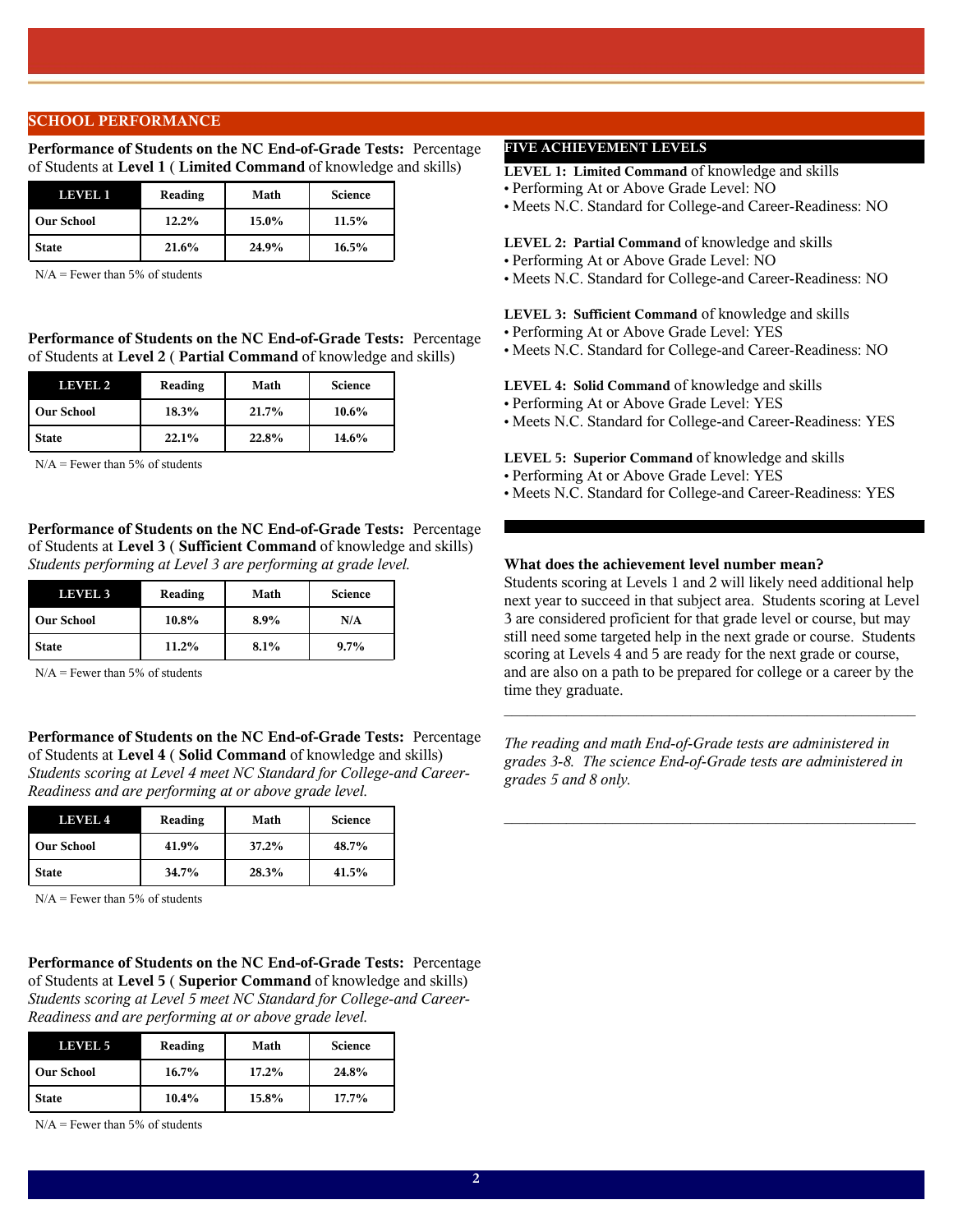## SCHOOL PERFORMANCE

**Performance of Students on the NC End-of-Grade Tests:** Percentage of Students at **Level 1** ( **Limited Command** of knowledge and skills)

| LEVEL 1 | Reading | Math | Science |
| --- | --- | --- | --- |
| Our School | 12.2% | 15.0% | 11.5% |
| State | 21.6% | 24.9% | 16.5% |

N/A = Fewer than 5% of students

**Performance of Students on the NC End-of-Grade Tests:** Percentage of Students at **Level 2** ( **Partial Command** of knowledge and skills)

| LEVEL 2 | Reading | Math | Science |
| --- | --- | --- | --- |
| Our School | 18.3% | 21.7% | 10.6% |
| State | 22.1% | 22.8% | 14.6% |

N/A = Fewer than 5% of students

**Performance of Students on the NC End-of-Grade Tests:** Percentage of Students at **Level 3** ( **Sufficient Command** of knowledge and skills)
*Students performing at Level 3 are performing at grade level.*

| LEVEL 3 | Reading | Math | Science |
| --- | --- | --- | --- |
| Our School | 10.8% | 8.9% | N/A |
| State | 11.2% | 8.1% | 9.7% |

N/A = Fewer than 5% of students

**Performance of Students on the NC End-of-Grade Tests:** Percentage of Students at **Level 4** ( **Solid Command** of knowledge and skills)
*Students scoring at Level 4 meet NC Standard for College-and Career-Readiness and are performing at or above grade level.*

| LEVEL 4 | Reading | Math | Science |
| --- | --- | --- | --- |
| Our School | 41.9% | 37.2% | 48.7% |
| State | 34.7% | 28.3% | 41.5% |

N/A = Fewer than 5% of students

**Performance of Students on the NC End-of-Grade Tests:** Percentage of Students at **Level 5** ( **Superior Command** of knowledge and skills)
*Students scoring at Level 5 meet NC Standard for College-and Career-Readiness and are performing at or above grade level.*

| LEVEL 5 | Reading | Math | Science |
| --- | --- | --- | --- |
| Our School | 16.7% | 17.2% | 24.8% |
| State | 10.4% | 15.8% | 17.7% |

N/A = Fewer than 5% of students

### FIVE ACHIEVEMENT LEVELS

**LEVEL 1: Limited Command** of knowledge and skills
- Performing At or Above Grade Level: NO
- Meets N.C. Standard for College-and Career-Readiness: NO

**LEVEL 2: Partial Command** of knowledge and skills
- Performing At or Above Grade Level: NO
- Meets N.C. Standard for College-and Career-Readiness: NO

**LEVEL 3: Sufficient Command** of knowledge and skills
- Performing At or Above Grade Level: YES
- Meets N.C. Standard for College-and Career-Readiness: NO

**LEVEL 4: Solid Command** of knowledge and skills
- Performing At or Above Grade Level: YES
- Meets N.C. Standard for College-and Career-Readiness: YES

**LEVEL 5: Superior Command** of knowledge and skills
- Performing At or Above Grade Level: YES
- Meets N.C. Standard for College-and Career-Readiness: YES

**What does the achievement level number mean?**
Students scoring at Levels 1 and 2 will likely need additional help next year to succeed in that subject area. Students scoring at Level 3 are considered proficient for that grade level or course, but may still need some targeted help in the next grade or course. Students scoring at Levels 4 and 5 are ready for the next grade or course, and are also on a path to be prepared for college or a career by the time they graduate.

---

*The reading and math End-of-Grade tests are administered in grades 3-8. The science End-of-Grade tests are administered in grades 5 and 8 only.*

---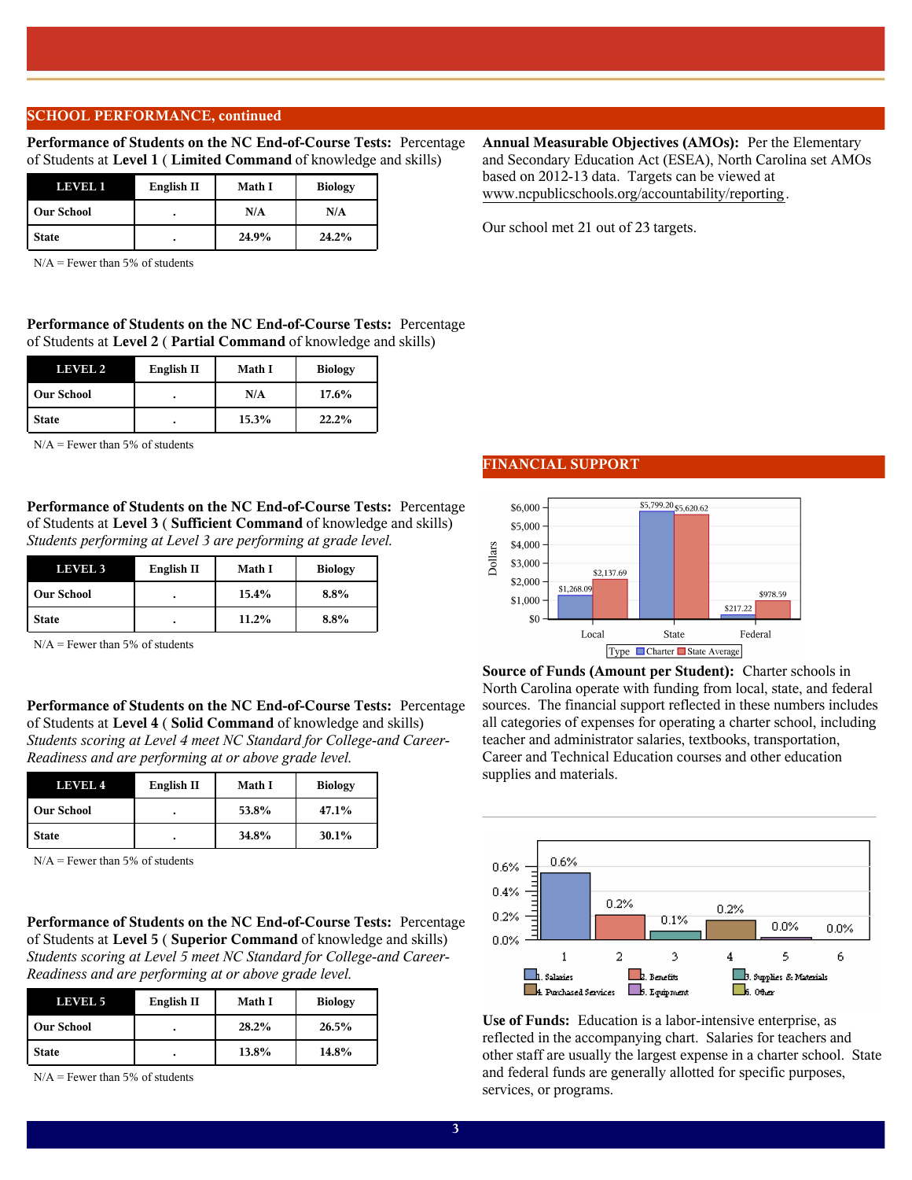## SCHOOL PERFORMANCE, continued

**Performance of Students on the NC End-of-Course Tests:** Percentage of Students at **Level 1** ( **Limited Command** of knowledge and skills)

| LEVEL 1 | English II | Math I | Biology |
|---|---|---|---|
| **Our School** | . | N/A | N/A |
| **State** | . | 24.9% | 24.2% |

N/A = Fewer than 5% of students

**Performance of Students on the NC End-of-Course Tests:** Percentage of Students at **Level 2** ( **Partial Command** of knowledge and skills)

| LEVEL 2 | English II | Math I | Biology |
|---|---|---|---|
| **Our School** | . | N/A | 17.6% |
| **State** | . | 15.3% | 22.2% |

N/A = Fewer than 5% of students

**Performance of Students on the NC End-of-Course Tests:** Percentage of Students at **Level 3** ( **Sufficient Command** of knowledge and skills)
*Students performing at Level 3 are performing at grade level.*

| LEVEL 3 | English II | Math I | Biology |
|---|---|---|---|
| **Our School** | . | 15.4% | 8.8% |
| **State** | . | 11.2% | 8.8% |

N/A = Fewer than 5% of students

**Performance of Students on the NC End-of-Course Tests:** Percentage of Students at **Level 4** ( **Solid Command** of knowledge and skills)
*Students scoring at Level 4 meet NC Standard for College-and Career-Readiness and are performing at or above grade level.*

| LEVEL 4 | English II | Math I | Biology |
|---|---|---|---|
| **Our School** | . | 53.8% | 47.1% |
| **State** | . | 34.8% | 30.1% |

N/A = Fewer than 5% of students

**Performance of Students on the NC End-of-Course Tests:** Percentage of Students at **Level 5** ( **Superior Command** of knowledge and skills)
*Students scoring at Level 5 meet NC Standard for College-and Career-Readiness and are performing at or above grade level.*

| LEVEL 5 | English II | Math I | Biology |
|---|---|---|---|
| **Our School** | . | 28.2% | 26.5% |
| **State** | . | 13.8% | 14.8% |

N/A = Fewer than 5% of students

**Annual Measurable Objectives (AMOs):** Per the Elementary and Secondary Education Act (ESEA), North Carolina set AMOs based on 2012-13 data. Targets can be viewed at www.ncpublicschools.org/accountability/reporting.

Our school met 21 out of 23 targets.

## FINANCIAL SUPPORT

| Type | Local | State | Federal |
|---|---|---|---|
| Charter | $1,268.09 | $5,799.20 | $217.22 |
| State Average | $2,137.69 | $5,620.62 | $978.59 |

**Source of Funds (Amount per Student):** Charter schools in North Carolina operate with funding from local, state, and federal sources. The financial support reflected in these numbers includes all categories of expenses for operating a charter school, including teacher and administrator salaries, textbooks, transportation, Career and Technical Education courses and other education supplies and materials.

| Category | Percentage |
|---|---|
| 1. Salaries | 0.6% |
| 2. Benefits | 0.2% |
| 3. Supplies & Materials | 0.1% |
| 4. Purchased Services | 0.2% |
| 5. Equipment | 0.0% |
| 6. Other | 0.0% |

**Use of Funds:** Education is a labor-intensive enterprise, as reflected in the accompanying chart. Salaries for teachers and other staff are usually the largest expense in a charter school. State and federal funds are generally allotted for specific purposes, services, or programs.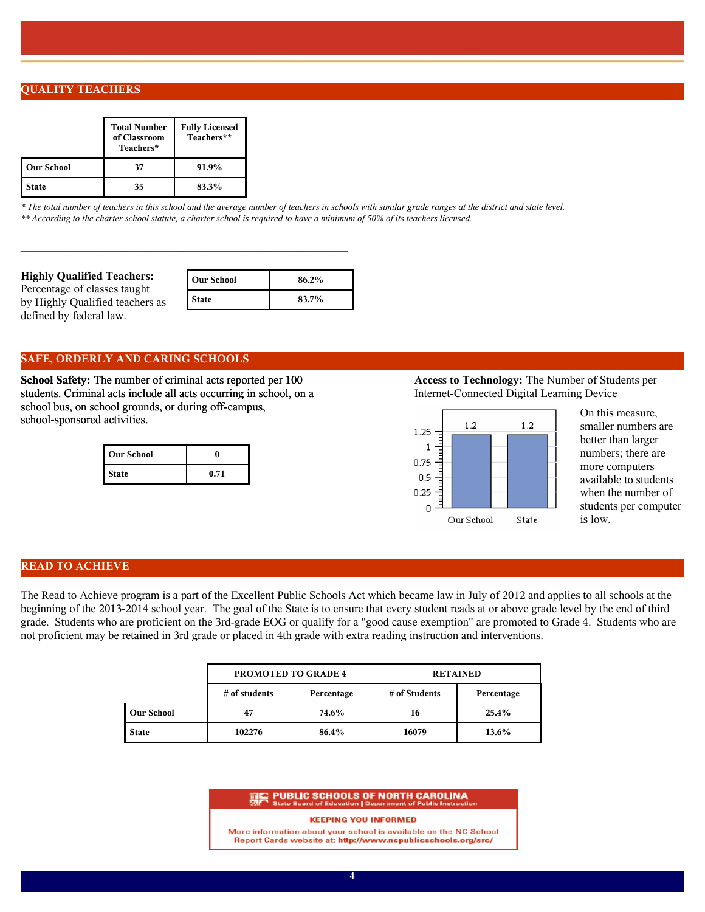## QUALITY TEACHERS

| | Total Number of Classroom Teachers* | Fully Licensed Teachers** |
|---|---|---|
| Our School | 37 | 91.9% |
| State | 35 | 83.3% |

*\* The total number of teachers in this school and the average number of teachers in schools with similar grade ranges at the district and state level.*
*\*\* According to the charter school statute, a charter school is required to have a minimum of 50% of its teachers licensed.*

**Highly Qualified Teachers:** Percentage of classes taught by Highly Qualified teachers as defined by federal law.

| | |
|---|---|
| Our School | 86.2% |
| State | 83.7% |

## SAFE, ORDERLY AND CARING SCHOOLS

**School Safety:** The number of criminal acts reported per 100 students. Criminal acts include all acts occurring in school, on a school bus, on school grounds, or during off-campus, school-sponsored activities.

| | |
|---|---|
| Our School | 0 |
| State | 0.71 |

**Access to Technology:** The Number of Students per Internet-Connected Digital Learning Device

1.2
1.2
1.25
1
0.75
0.5
0.25
0
Our School
State

On this measure, smaller numbers are better than larger numbers; there are more computers available to students when the number of students per computer is low.

## READ TO ACHIEVE

The Read to Achieve program is a part of the Excellent Public Schools Act which became law in July of 2012 and applies to all schools at the beginning of the 2013-2014 school year. The goal of the State is to ensure that every student reads at or above grade level by the end of third grade. Students who are proficient on the 3rd-grade EOG or qualify for a "good cause exemption" are promoted to Grade 4. Students who are not proficient may be retained in 3rd grade or placed in 4th grade with extra reading instruction and interventions.

| | PROMOTED TO GRADE 4 | | RETAINED | |
|---|---|---|---|---|
| | # of students | Percentage | # of Students | Percentage |
| Our School | 47 | 74.6% | 16 | 25.4% |
| State | 102276 | 86.4% | 16079 | 13.6% |

**PUBLIC SCHOOLS OF NORTH CAROLINA**
State Board of Education | Department of Public Instruction

**KEEPING YOU INFORMED**
More information about your school is available on the NC School Report Cards website at: **http://www.ncpublicschools.org/src/**